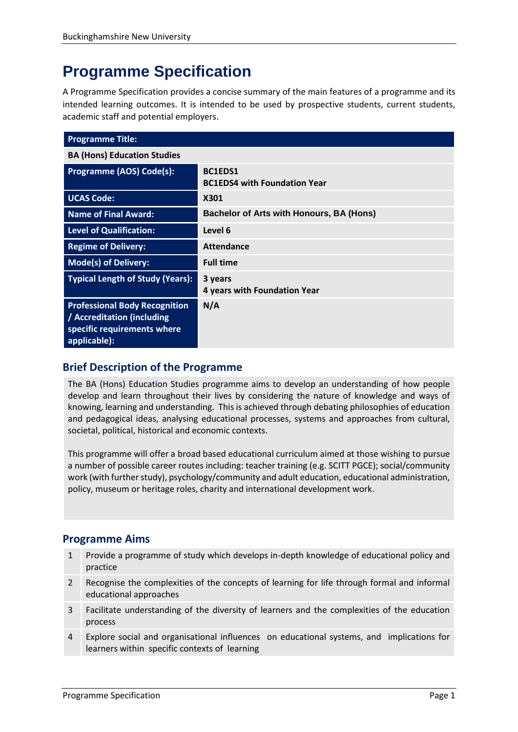# Programme Specification

A Programme Specification provides a concise summary of the main features of a programme and its intended learning outcomes. It is intended to be used by prospective students, current students, academic staff and potential employers.

| **Programme Title:** | |
|---|---|
| **BA (Hons) Education Studies** | |
| **Programme (AOS) Code(s):** | **BC1EDS1**<br>**BC1EDS4 with Foundation Year** |
| **UCAS Code:** | **X301** |
| **Name of Final Award:** | **Bachelor of Arts with Honours, BA (Hons)** |
| **Level of Qualification:** | **Level 6** |
| **Regime of Delivery:** | **Attendance** |
| **Mode(s) of Delivery:** | **Full time** |
| **Typical Length of Study (Years):** | **3 years**<br>**4 years with Foundation Year** |
| **Professional Body Recognition / Accreditation (including specific requirements where applicable):** | **N/A** |

## Brief Description of the Programme

The BA (Hons) Education Studies programme aims to develop an understanding of how people develop and learn throughout their lives by considering the nature of knowledge and ways of knowing, learning and understanding. This is achieved through debating philosophies of education and pedagogical ideas, analysing educational processes, systems and approaches from cultural, societal, political, historical and economic contexts.

This programme will offer a broad based educational curriculum aimed at those wishing to pursue a number of possible career routes including: teacher training (e.g. SCITT PGCE); social/community work (with further study), psychology/community and adult education, educational administration, policy, museum or heritage roles, charity and international development work.

## Programme Aims

| | |
|---|---|
| 1 | Provide a programme of study which develops in-depth knowledge of educational policy and practice |
| 2 | Recognise the complexities of the concepts of learning for life through formal and informal educational approaches |
| 3 | Facilitate understanding of the diversity of learners and the complexities of the education process |
| 4 | Explore social and organisational influences on educational systems, and implications for learners within specific contexts of learning |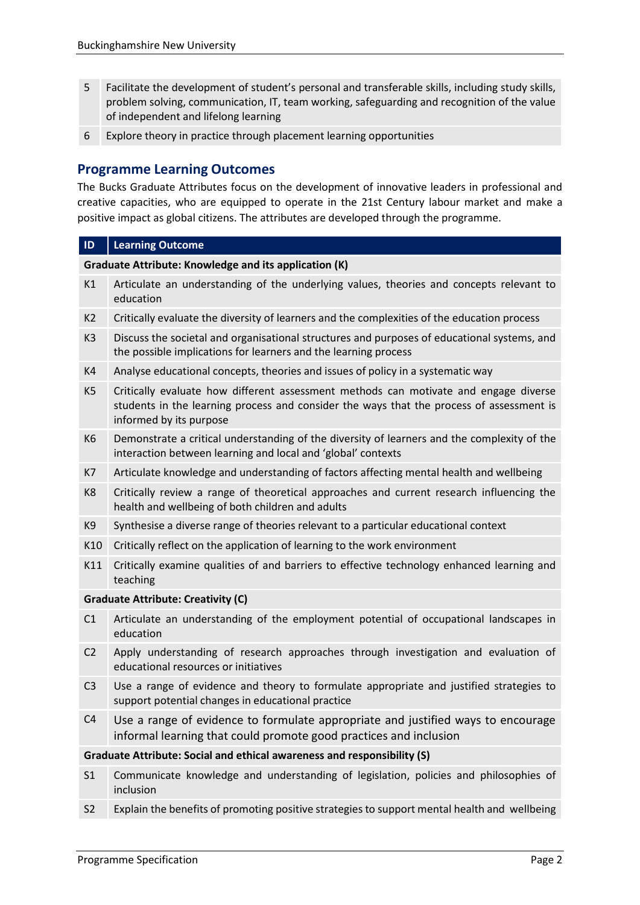| | |
|---|---|
| 5 | Facilitate the development of student's personal and transferable skills, including study skills, problem solving, communication, IT, team working, safeguarding and recognition of the value of independent and lifelong learning |
| 6 | Explore theory in practice through placement learning opportunities |

## Programme Learning Outcomes

The Bucks Graduate Attributes focus on the development of innovative leaders in professional and creative capacities, who are equipped to operate in the 21st Century labour market and make a positive impact as global citizens. The attributes are developed through the programme.

| ID | Learning Outcome |
|---|---|
| **Graduate Attribute: Knowledge and its application (K)** | |
| K1 | Articulate an understanding of the underlying values, theories and concepts relevant to education |
| K2 | Critically evaluate the diversity of learners and the complexities of the education process |
| K3 | Discuss the societal and organisational structures and purposes of educational systems, and the possible implications for learners and the learning process |
| K4 | Analyse educational concepts, theories and issues of policy in a systematic way |
| K5 | Critically evaluate how different assessment methods can motivate and engage diverse students in the learning process and consider the ways that the process of assessment is informed by its purpose |
| K6 | Demonstrate a critical understanding of the diversity of learners and the complexity of the interaction between learning and local and 'global' contexts |
| K7 | Articulate knowledge and understanding of factors affecting mental health and wellbeing |
| K8 | Critically review a range of theoretical approaches and current research influencing the health and wellbeing of both children and adults |
| K9 | Synthesise a diverse range of theories relevant to a particular educational context |
| K10 | Critically reflect on the application of learning to the work environment |
| K11 | Critically examine qualities of and barriers to effective technology enhanced learning and teaching |
| **Graduate Attribute: Creativity (C)** | |
| C1 | Articulate an understanding of the employment potential of occupational landscapes in education |
| C2 | Apply understanding of research approaches through investigation and evaluation of educational resources or initiatives |
| C3 | Use a range of evidence and theory to formulate appropriate and justified strategies to support potential changes in educational practice |
| C4 | Use a range of evidence to formulate appropriate and justified ways to encourage informal learning that could promote good practices and inclusion |
| **Graduate Attribute: Social and ethical awareness and responsibility (S)** | |
| S1 | Communicate knowledge and understanding of legislation, policies and philosophies of inclusion |
| S2 | Explain the benefits of promoting positive strategies to support mental health and wellbeing |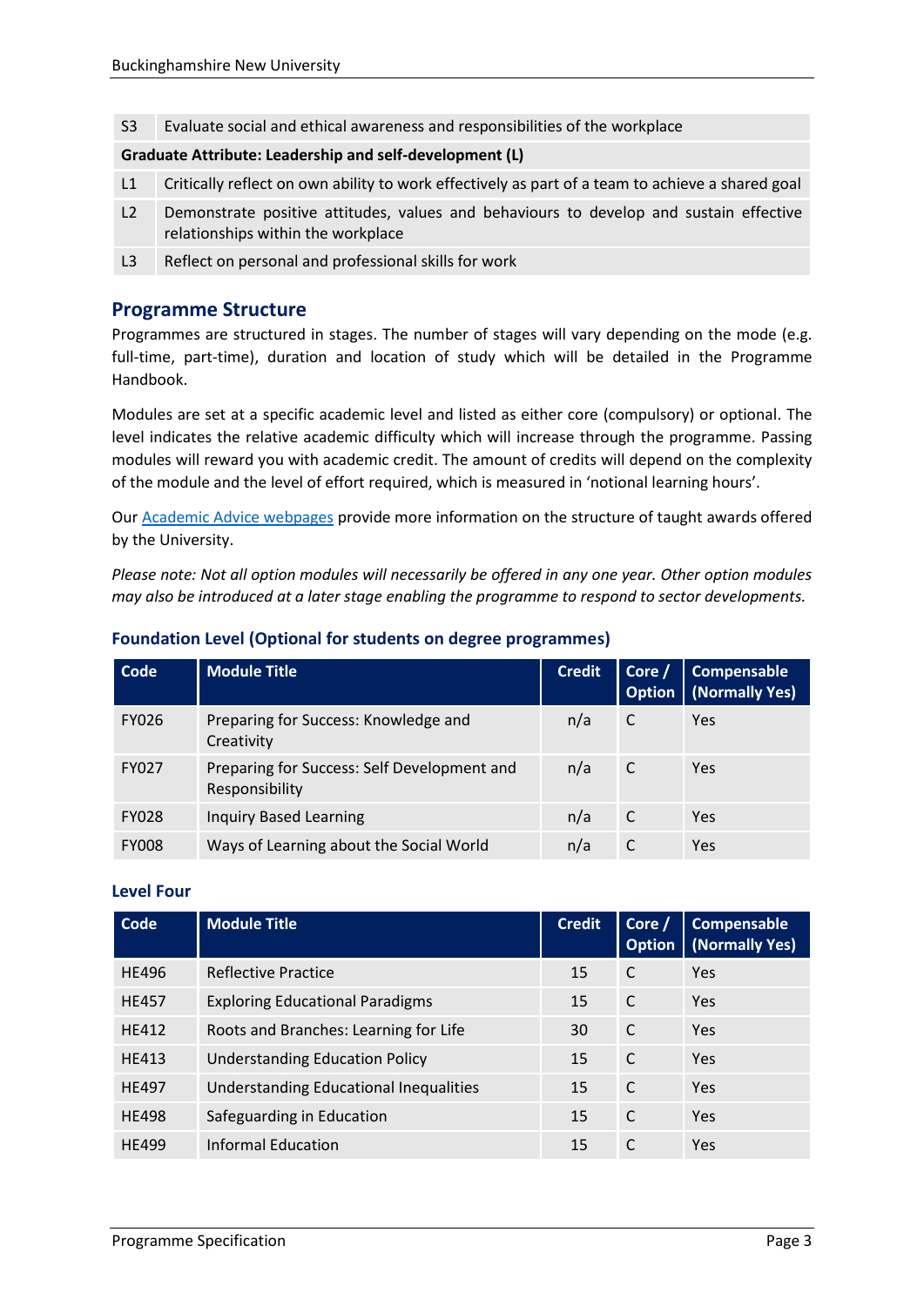| | |
|---|---|
| S3 | Evaluate social and ethical awareness and responsibilities of the workplace |
| **Graduate Attribute: Leadership and self-development (L)** | |
| L1 | Critically reflect on own ability to work effectively as part of a team to achieve a shared goal |
| L2 | Demonstrate positive attitudes, values and behaviours to develop and sustain effective relationships within the workplace |
| L3 | Reflect on personal and professional skills for work |

## Programme Structure

Programmes are structured in stages. The number of stages will vary depending on the mode (e.g. full-time, part-time), duration and location of study which will be detailed in the Programme Handbook.

Modules are set at a specific academic level and listed as either core (compulsory) or optional. The level indicates the relative academic difficulty which will increase through the programme. Passing modules will reward you with academic credit. The amount of credits will depend on the complexity of the module and the level of effort required, which is measured in 'notional learning hours'.

Our Academic Advice webpages provide more information on the structure of taught awards offered by the University.

*Please note: Not all option modules will necessarily be offered in any one year. Other option modules may also be introduced at a later stage enabling the programme to respond to sector developments.*

### Foundation Level (Optional for students on degree programmes)

| Code | Module Title | Credit | Core / Option | Compensable (Normally Yes) |
|---|---|---|---|---|
| FY026 | Preparing for Success: Knowledge and Creativity | n/a | C | Yes |
| FY027 | Preparing for Success: Self Development and Responsibility | n/a | C | Yes |
| FY028 | Inquiry Based Learning | n/a | C | Yes |
| FY008 | Ways of Learning about the Social World | n/a | C | Yes |

### Level Four

| Code | Module Title | Credit | Core / Option | Compensable (Normally Yes) |
|---|---|---|---|---|
| HE496 | Reflective Practice | 15 | C | Yes |
| HE457 | Exploring Educational Paradigms | 15 | C | Yes |
| HE412 | Roots and Branches: Learning for Life | 30 | C | Yes |
| HE413 | Understanding Education Policy | 15 | C | Yes |
| HE497 | Understanding Educational Inequalities | 15 | C | Yes |
| HE498 | Safeguarding in Education | 15 | C | Yes |
| HE499 | Informal Education | 15 | C | Yes |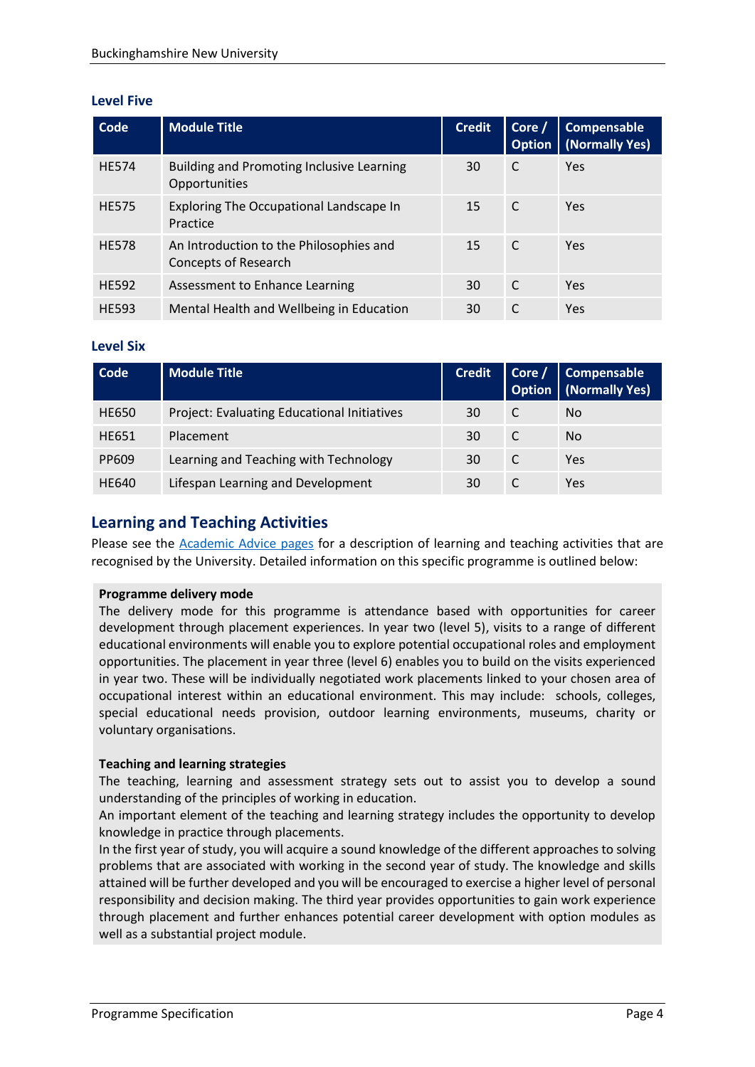### Level Five

| Code | Module Title | Credit | Core / Option | Compensable (Normally Yes) |
|---|---|---|---|---|
| HE574 | Building and Promoting Inclusive Learning Opportunities | 30 | C | Yes |
| HE575 | Exploring The Occupational Landscape In Practice | 15 | C | Yes |
| HE578 | An Introduction to the Philosophies and Concepts of Research | 15 | C | Yes |
| HE592 | Assessment to Enhance Learning | 30 | C | Yes |
| HE593 | Mental Health and Wellbeing in Education | 30 | C | Yes |

### Level Six

| Code | Module Title | Credit | Core / Option | Compensable (Normally Yes) |
|---|---|---|---|---|
| HE650 | Project: Evaluating Educational Initiatives | 30 | C | No |
| HE651 | Placement | 30 | C | No |
| PP609 | Learning and Teaching with Technology | 30 | C | Yes |
| HE640 | Lifespan Learning and Development | 30 | C | Yes |

## Learning and Teaching Activities

Please see the Academic Advice pages for a description of learning and teaching activities that are recognised by the University. Detailed information on this specific programme is outlined below:

**Programme delivery mode**

The delivery mode for this programme is attendance based with opportunities for career development through placement experiences. In year two (level 5), visits to a range of different educational environments will enable you to explore potential occupational roles and employment opportunities. The placement in year three (level 6) enables you to build on the visits experienced in year two. These will be individually negotiated work placements linked to your chosen area of occupational interest within an educational environment. This may include: schools, colleges, special educational needs provision, outdoor learning environments, museums, charity or voluntary organisations.

**Teaching and learning strategies**

The teaching, learning and assessment strategy sets out to assist you to develop a sound understanding of the principles of working in education.

An important element of the teaching and learning strategy includes the opportunity to develop knowledge in practice through placements.

In the first year of study, you will acquire a sound knowledge of the different approaches to solving problems that are associated with working in the second year of study. The knowledge and skills attained will be further developed and you will be encouraged to exercise a higher level of personal responsibility and decision making. The third year provides opportunities to gain work experience through placement and further enhances potential career development with option modules as well as a substantial project module.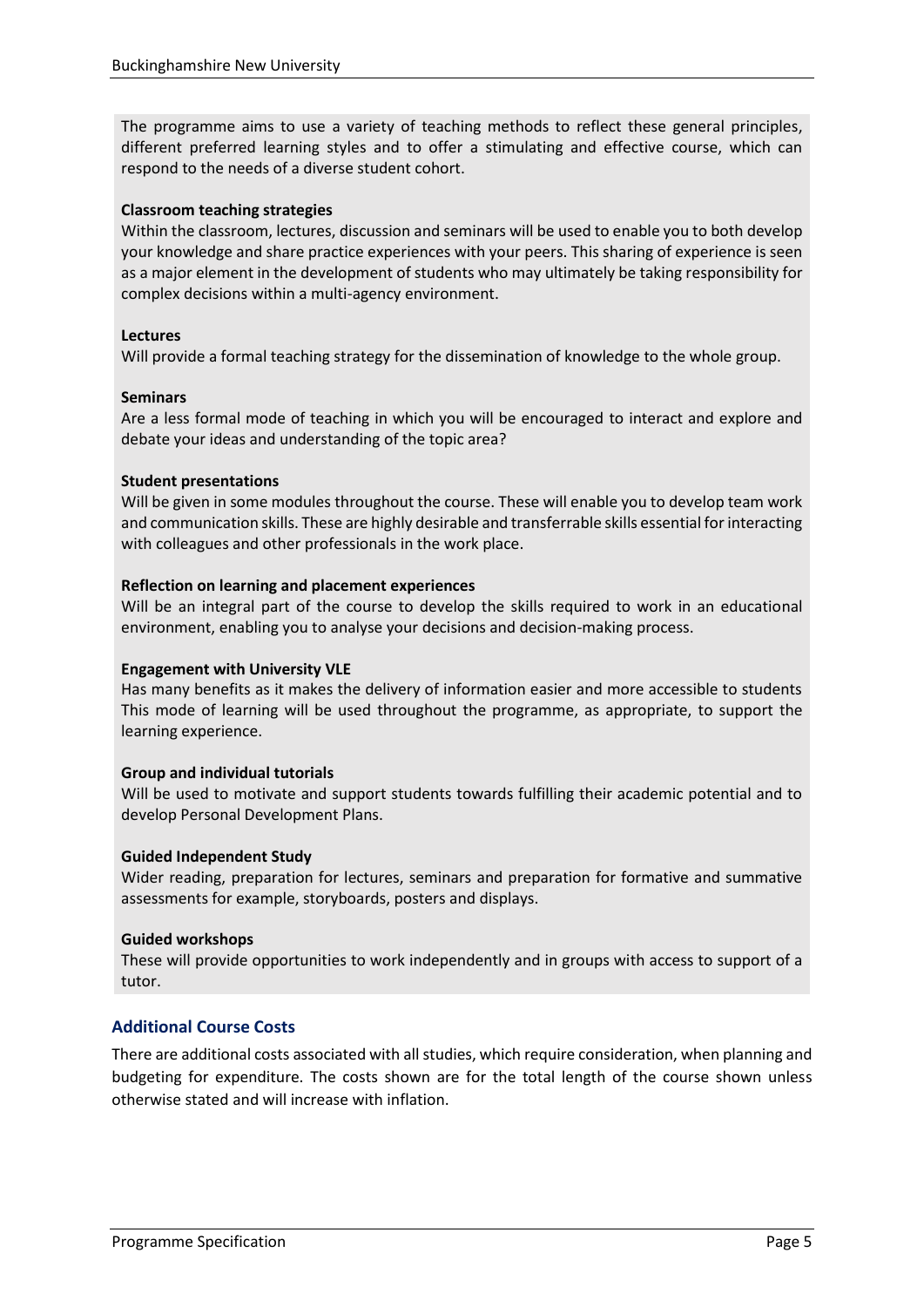The programme aims to use a variety of teaching methods to reflect these general principles, different preferred learning styles and to offer a stimulating and effective course, which can respond to the needs of a diverse student cohort.

**Classroom teaching strategies**
Within the classroom, lectures, discussion and seminars will be used to enable you to both develop your knowledge and share practice experiences with your peers. This sharing of experience is seen as a major element in the development of students who may ultimately be taking responsibility for complex decisions within a multi-agency environment.

**Lectures**
Will provide a formal teaching strategy for the dissemination of knowledge to the whole group.

**Seminars**
Are a less formal mode of teaching in which you will be encouraged to interact and explore and debate your ideas and understanding of the topic area?

**Student presentations**
Will be given in some modules throughout the course. These will enable you to develop team work and communication skills. These are highly desirable and transferrable skills essential for interacting with colleagues and other professionals in the work place.

**Reflection on learning and placement experiences**
Will be an integral part of the course to develop the skills required to work in an educational environment, enabling you to analyse your decisions and decision-making process.

**Engagement with University VLE**
Has many benefits as it makes the delivery of information easier and more accessible to students This mode of learning will be used throughout the programme, as appropriate, to support the learning experience.

**Group and individual tutorials**
Will be used to motivate and support students towards fulfilling their academic potential and to develop Personal Development Plans.

**Guided Independent Study**
Wider reading, preparation for lectures, seminars and preparation for formative and summative assessments for example, storyboards, posters and displays.

**Guided workshops**
These will provide opportunities to work independently and in groups with access to support of a tutor.

## Additional Course Costs

There are additional costs associated with all studies, which require consideration, when planning and budgeting for expenditure. The costs shown are for the total length of the course shown unless otherwise stated and will increase with inflation.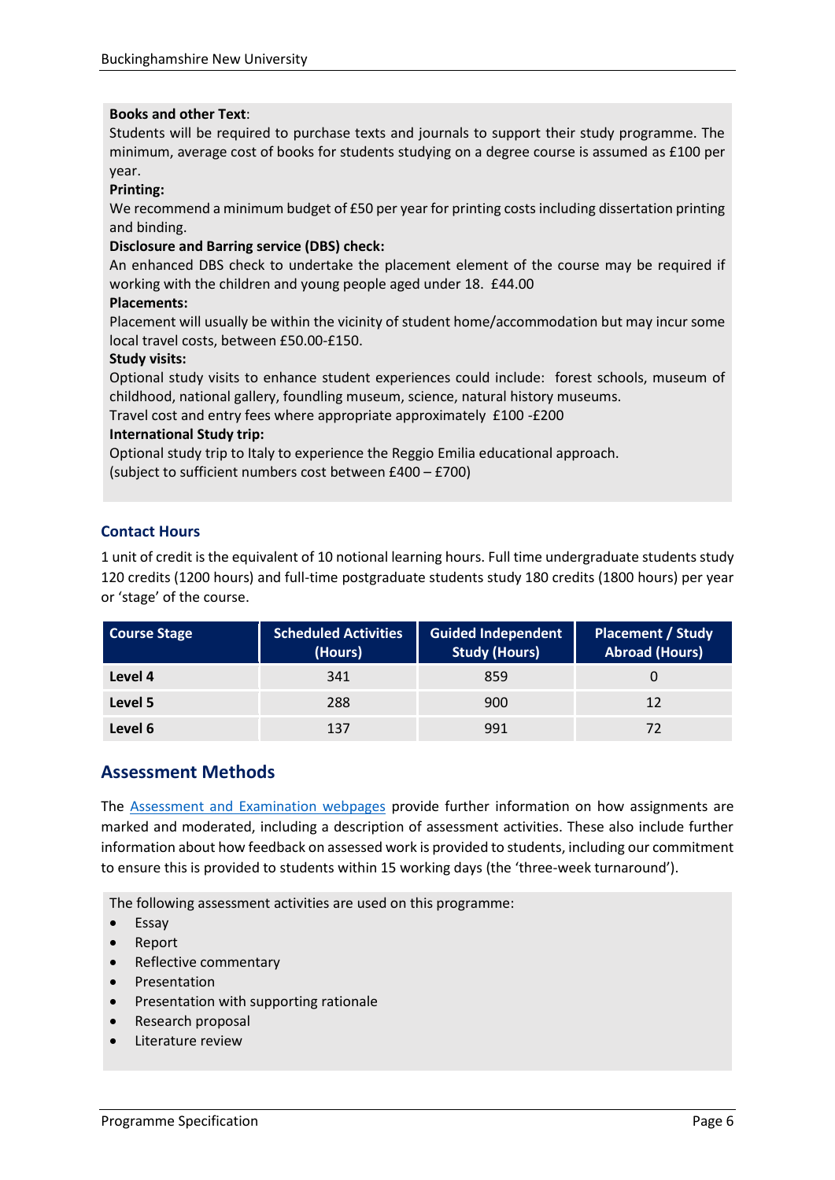**Books and other Text**:
Students will be required to purchase texts and journals to support their study programme. The minimum, average cost of books for students studying on a degree course is assumed as £100 per year.

**Printing:**
We recommend a minimum budget of £50 per year for printing costs including dissertation printing and binding.

**Disclosure and Barring service (DBS) check:**
An enhanced DBS check to undertake the placement element of the course may be required if working with the children and young people aged under 18. £44.00

**Placements:**
Placement will usually be within the vicinity of student home/accommodation but may incur some local travel costs, between £50.00-£150.

**Study visits:**
Optional study visits to enhance student experiences could include: forest schools, museum of childhood, national gallery, foundling museum, science, natural history museums.
Travel cost and entry fees where appropriate approximately £100 -£200

**International Study trip:**
Optional study trip to Italy to experience the Reggio Emilia educational approach.
(subject to sufficient numbers cost between £400 – £700)

### Contact Hours

1 unit of credit is the equivalent of 10 notional learning hours. Full time undergraduate students study 120 credits (1200 hours) and full-time postgraduate students study 180 credits (1800 hours) per year or 'stage' of the course.

| Course Stage | Scheduled Activities (Hours) | Guided Independent Study (Hours) | Placement / Study Abroad (Hours) |
|---|---|---|---|
| **Level 4** | 341 | 859 | 0 |
| **Level 5** | 288 | 900 | 12 |
| **Level 6** | 137 | 991 | 72 |

## Assessment Methods

The Assessment and Examination webpages provide further information on how assignments are marked and moderated, including a description of assessment activities. These also include further information about how feedback on assessed work is provided to students, including our commitment to ensure this is provided to students within 15 working days (the 'three-week turnaround').

The following assessment activities are used on this programme:

- Essay
- Report
- Reflective commentary
- Presentation
- Presentation with supporting rationale
- Research proposal
- Literature review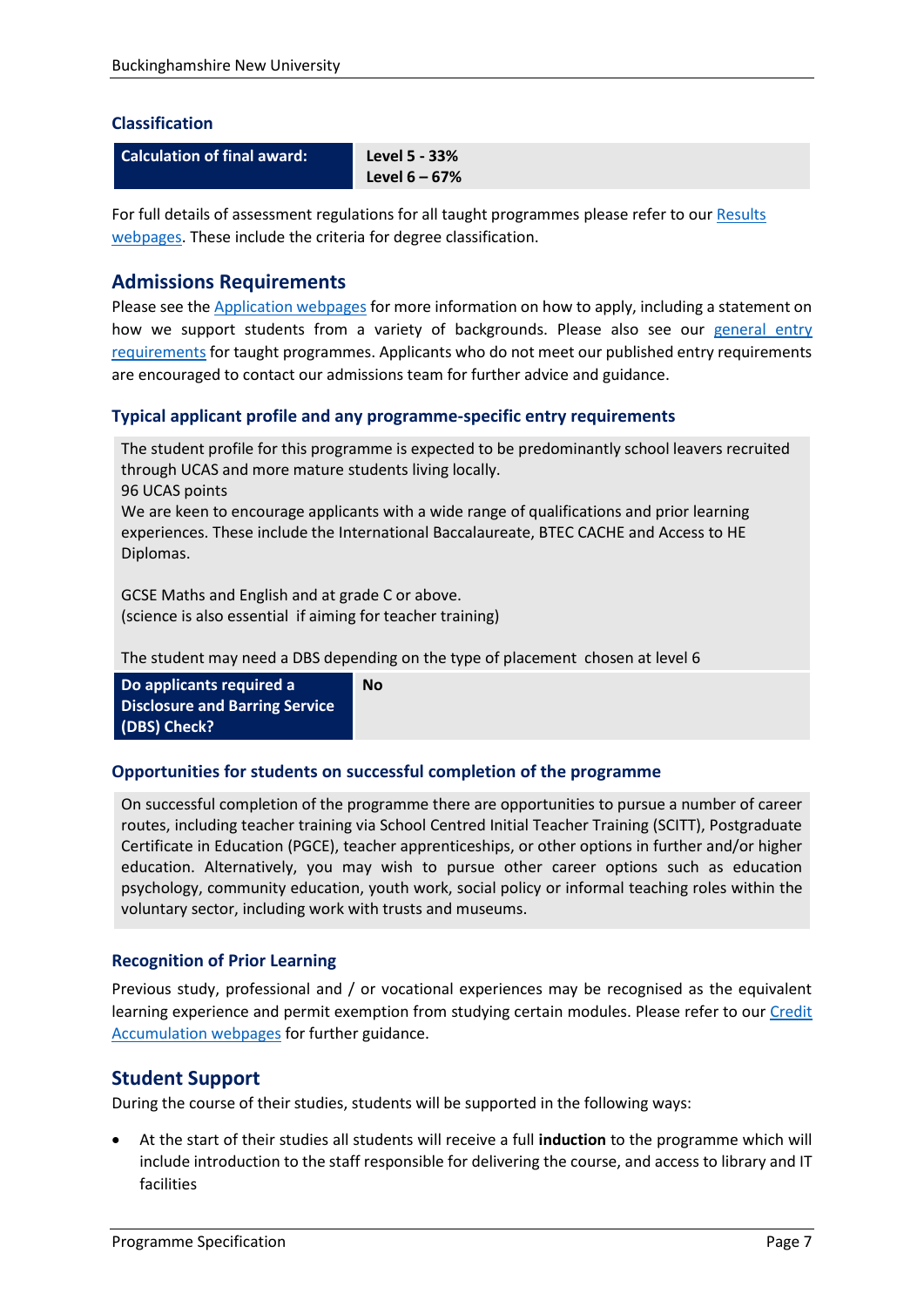### Classification

| Calculation of final award: | Level 5 - 33%<br>Level 6 – 67% |
|---|---|

For full details of assessment regulations for all taught programmes please refer to our Results webpages. These include the criteria for degree classification.

## Admissions Requirements

Please see the Application webpages for more information on how to apply, including a statement on how we support students from a variety of backgrounds. Please also see our general entry requirements for taught programmes. Applicants who do not meet our published entry requirements are encouraged to contact our admissions team for further advice and guidance.

### Typical applicant profile and any programme-specific entry requirements

The student profile for this programme is expected to be predominantly school leavers recruited through UCAS and more mature students living locally.
96 UCAS points
We are keen to encourage applicants with a wide range of qualifications and prior learning experiences. These include the International Baccalaureate, BTEC CACHE and Access to HE Diplomas.

GCSE Maths and English and at grade C or above.
(science is also essential if aiming for teacher training)

The student may need a DBS depending on the type of placement chosen at level 6

| Do applicants required a Disclosure and Barring Service (DBS) Check? | No |
|---|---|

### Opportunities for students on successful completion of the programme

On successful completion of the programme there are opportunities to pursue a number of career routes, including teacher training via School Centred Initial Teacher Training (SCITT), Postgraduate Certificate in Education (PGCE), teacher apprenticeships, or other options in further and/or higher education. Alternatively, you may wish to pursue other career options such as education psychology, community education, youth work, social policy or informal teaching roles within the voluntary sector, including work with trusts and museums.

### Recognition of Prior Learning

Previous study, professional and / or vocational experiences may be recognised as the equivalent learning experience and permit exemption from studying certain modules. Please refer to our Credit Accumulation webpages for further guidance.

## Student Support

During the course of their studies, students will be supported in the following ways:

- At the start of their studies all students will receive a full **induction** to the programme which will include introduction to the staff responsible for delivering the course, and access to library and IT facilities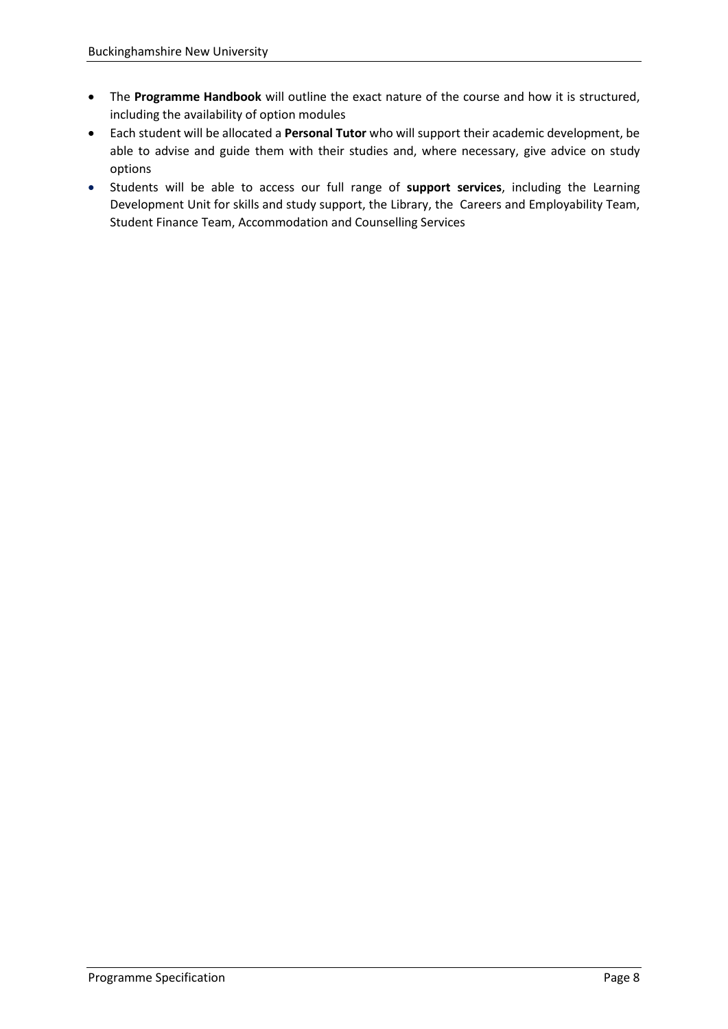- The **Programme Handbook** will outline the exact nature of the course and how it is structured, including the availability of option modules
- Each student will be allocated a **Personal Tutor** who will support their academic development, be able to advise and guide them with their studies and, where necessary, give advice on study options
- Students will be able to access our full range of **support services**, including the Learning Development Unit for skills and study support, the Library, the Careers and Employability Team, Student Finance Team, Accommodation and Counselling Services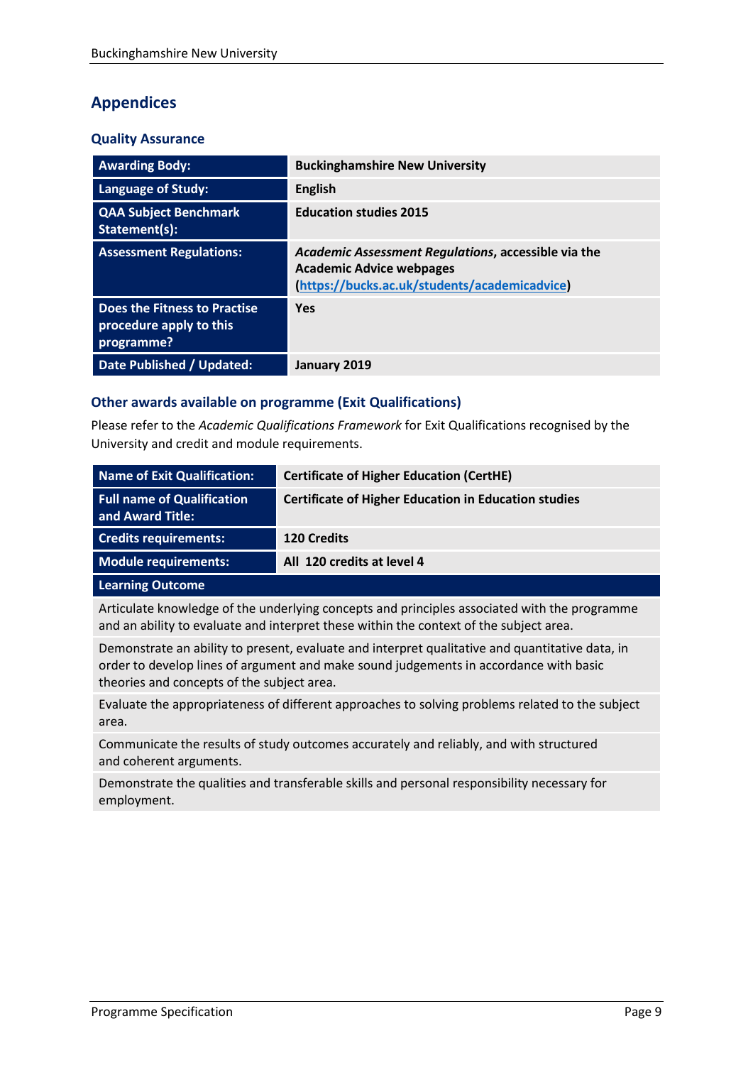## Appendices

### Quality Assurance

| | |
|---|---|
| **Awarding Body:** | **Buckinghamshire New University** |
| **Language of Study:** | **English** |
| **QAA Subject Benchmark Statement(s):** | **Education studies 2015** |
| **Assessment Regulations:** | ***Academic Assessment Regulations*, accessible via the Academic Advice webpages (https://bucks.ac.uk/students/academicadvice)** |
| **Does the Fitness to Practise procedure apply to this programme?** | **Yes** |
| **Date Published / Updated:** | **January 2019** |

### Other awards available on programme (Exit Qualifications)

Please refer to the *Academic Qualifications Framework* for Exit Qualifications recognised by the University and credit and module requirements.

| | |
|---|---|
| **Name of Exit Qualification:** | **Certificate of Higher Education (CertHE)** |
| **Full name of Qualification and Award Title:** | **Certificate of Higher Education in Education studies** |
| **Credits requirements:** | **120 Credits** |
| **Module requirements:** | **All 120 credits at level 4** |

| **Learning Outcome** |
|---|
| Articulate knowledge of the underlying concepts and principles associated with the programme and an ability to evaluate and interpret these within the context of the subject area. |
| Demonstrate an ability to present, evaluate and interpret qualitative and quantitative data, in order to develop lines of argument and make sound judgements in accordance with basic theories and concepts of the subject area. |
| Evaluate the appropriateness of different approaches to solving problems related to the subject area. |
| Communicate the results of study outcomes accurately and reliably, and with structured and coherent arguments. |
| Demonstrate the qualities and transferable skills and personal responsibility necessary for employment. |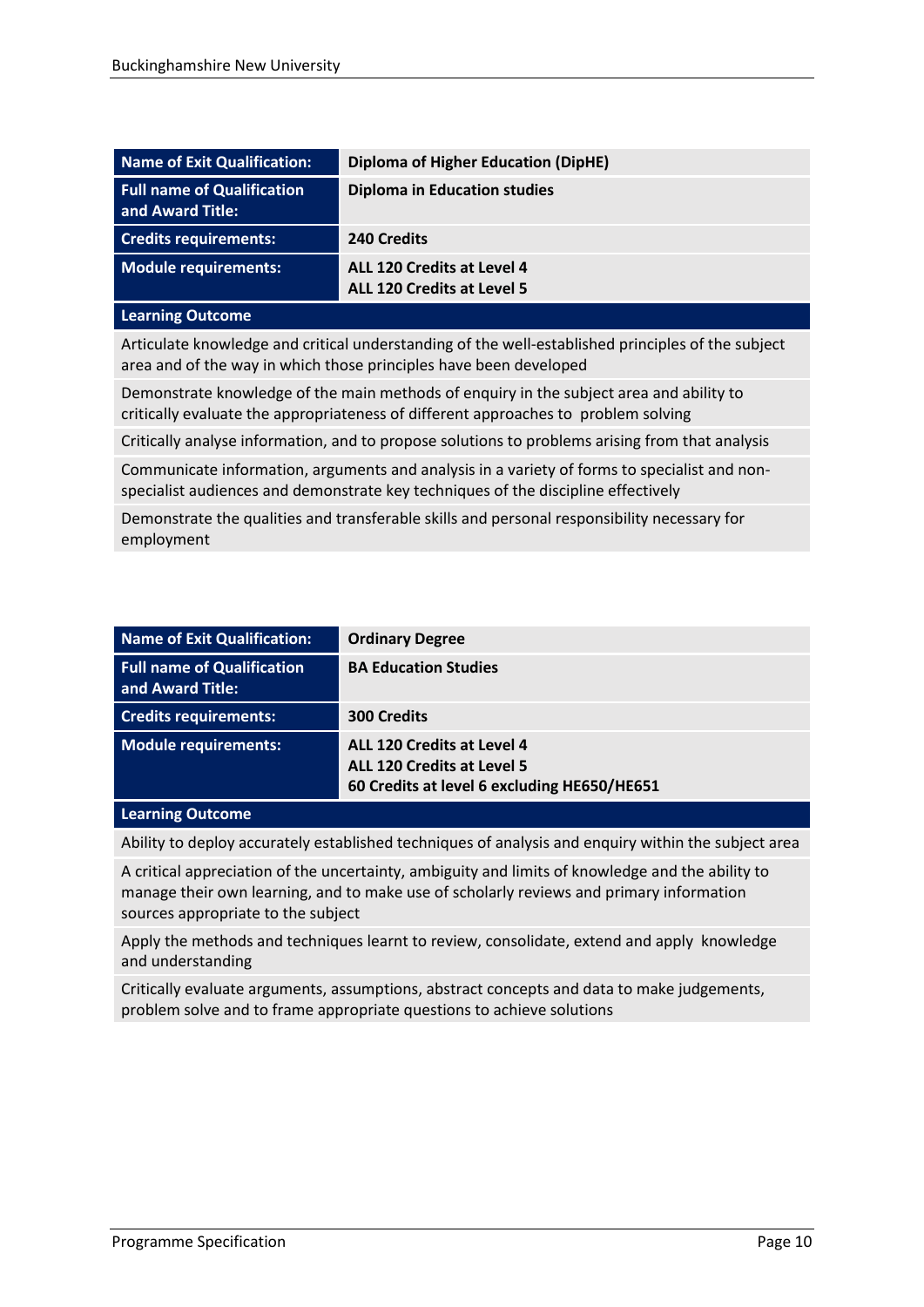| | |
|---|---|
| **Name of Exit Qualification:** | **Diploma of Higher Education (DipHE)** |
| **Full name of Qualification and Award Title:** | **Diploma in Education studies** |
| **Credits requirements:** | **240 Credits** |
| **Module requirements:** | **ALL 120 Credits at Level 4**<br>**ALL 120 Credits at Level 5** |

| **Learning Outcome** |
|---|
| Articulate knowledge and critical understanding of the well-established principles of the subject area and of the way in which those principles have been developed |
| Demonstrate knowledge of the main methods of enquiry in the subject area and ability to critically evaluate the appropriateness of different approaches to problem solving |
| Critically analyse information, and to propose solutions to problems arising from that analysis |
| Communicate information, arguments and analysis in a variety of forms to specialist and non-specialist audiences and demonstrate key techniques of the discipline effectively |
| Demonstrate the qualities and transferable skills and personal responsibility necessary for employment |

| | |
|---|---|
| **Name of Exit Qualification:** | **Ordinary Degree** |
| **Full name of Qualification and Award Title:** | **BA Education Studies** |
| **Credits requirements:** | **300 Credits** |
| **Module requirements:** | **ALL 120 Credits at Level 4**<br>**ALL 120 Credits at Level 5**<br>**60 Credits at level 6 excluding HE650/HE651** |

| **Learning Outcome** |
|---|
| Ability to deploy accurately established techniques of analysis and enquiry within the subject area |
| A critical appreciation of the uncertainty, ambiguity and limits of knowledge and the ability to manage their own learning, and to make use of scholarly reviews and primary information sources appropriate to the subject |
| Apply the methods and techniques learnt to review, consolidate, extend and apply knowledge and understanding |
| Critically evaluate arguments, assumptions, abstract concepts and data to make judgements, problem solve and to frame appropriate questions to achieve solutions |